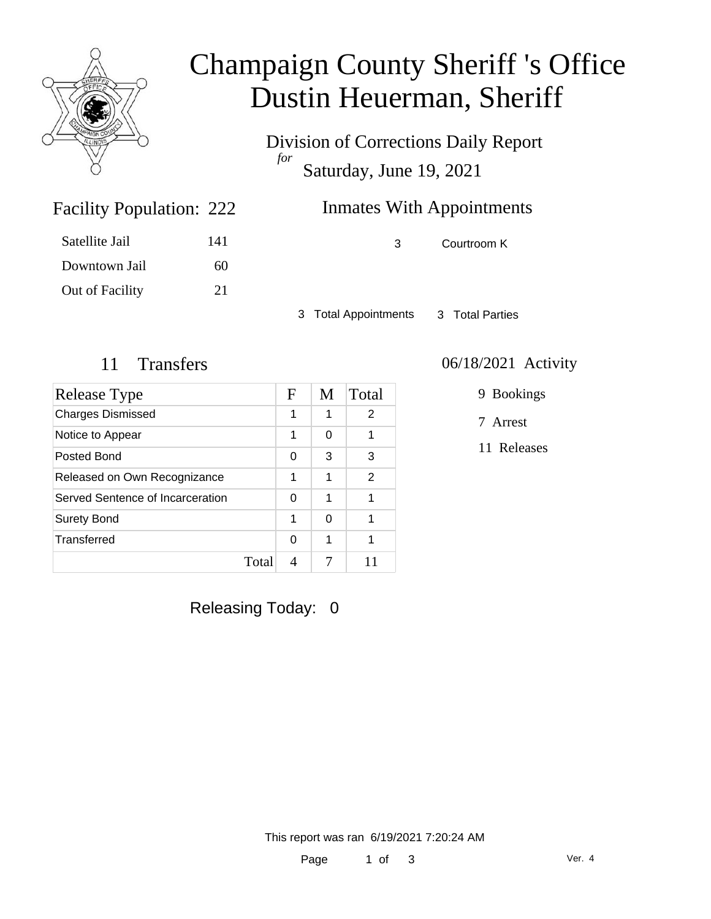# Champaign County Sheriff 's Office
# Dustin Heuerman, Sheriff

Division of Corrections Daily Report
*for*
Saturday, June 19, 2021

## Facility Population: 222

| | |
|---|---|
| Satellite Jail | 141 |
| Downtown Jail | 60 |
| Out of Facility | 21 |

## Inmates With Appointments

| | |
|---|---|
| 3 | Courtroom K |

3 Total Appointments    3 Total Parties

## 11 Transfers

| Release Type | F | M | Total |
|---|---|---|---|
| Charges Dismissed | 1 | 1 | 2 |
| Notice to Appear | 1 | 0 | 1 |
| Posted Bond | 0 | 3 | 3 |
| Released on Own Recognizance | 1 | 1 | 2 |
| Served Sentence of Incarceration | 0 | 1 | 1 |
| Surety Bond | 1 | 0 | 1 |
| Transferred | 0 | 1 | 1 |
| Total | 4 | 7 | 11 |

## 06/18/2021 Activity

9 Bookings

7 Arrest

11 Releases

Releasing Today: 0

This report was ran 6/19/2021 7:20:24 AM

Ver. 4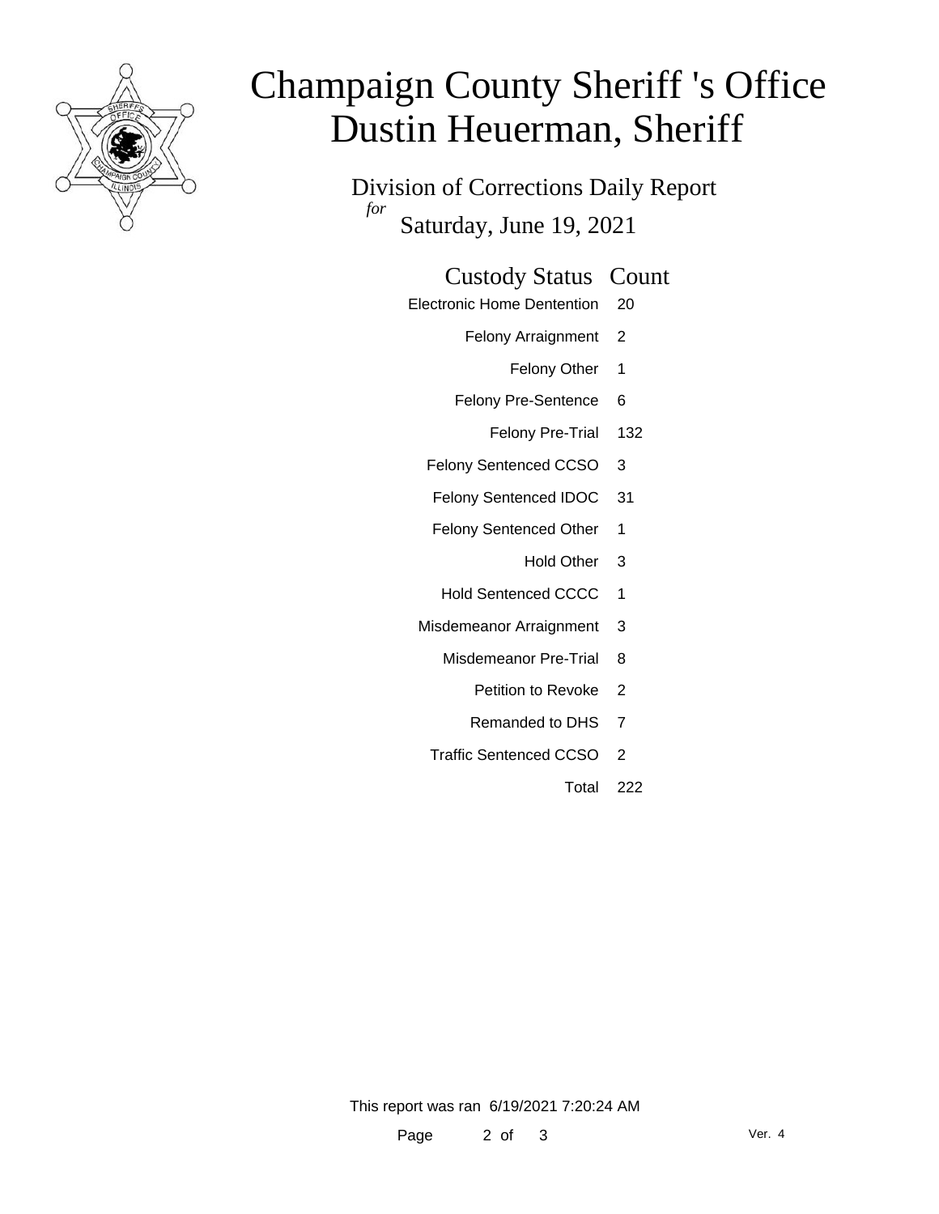# Champaign County Sheriff 's Office
# Dustin Heuerman, Sheriff

## Division of Corrections Daily Report

*for*

Saturday, June 19, 2021

| Custody Status | Count |
|---|---|
| Electronic Home Dentention | 20 |
| Felony Arraignment | 2 |
| Felony Other | 1 |
| Felony Pre-Sentence | 6 |
| Felony Pre-Trial | 132 |
| Felony Sentenced CCSO | 3 |
| Felony Sentenced IDOC | 31 |
| Felony Sentenced Other | 1 |
| Hold Other | 3 |
| Hold Sentenced CCCC | 1 |
| Misdemeanor Arraignment | 3 |
| Misdemeanor Pre-Trial | 8 |
| Petition to Revoke | 2 |
| Remanded to DHS | 7 |
| Traffic Sentenced CCSO | 2 |
| Total | 222 |

This report was ran 6/19/2021 7:20:24 AM

Ver. 4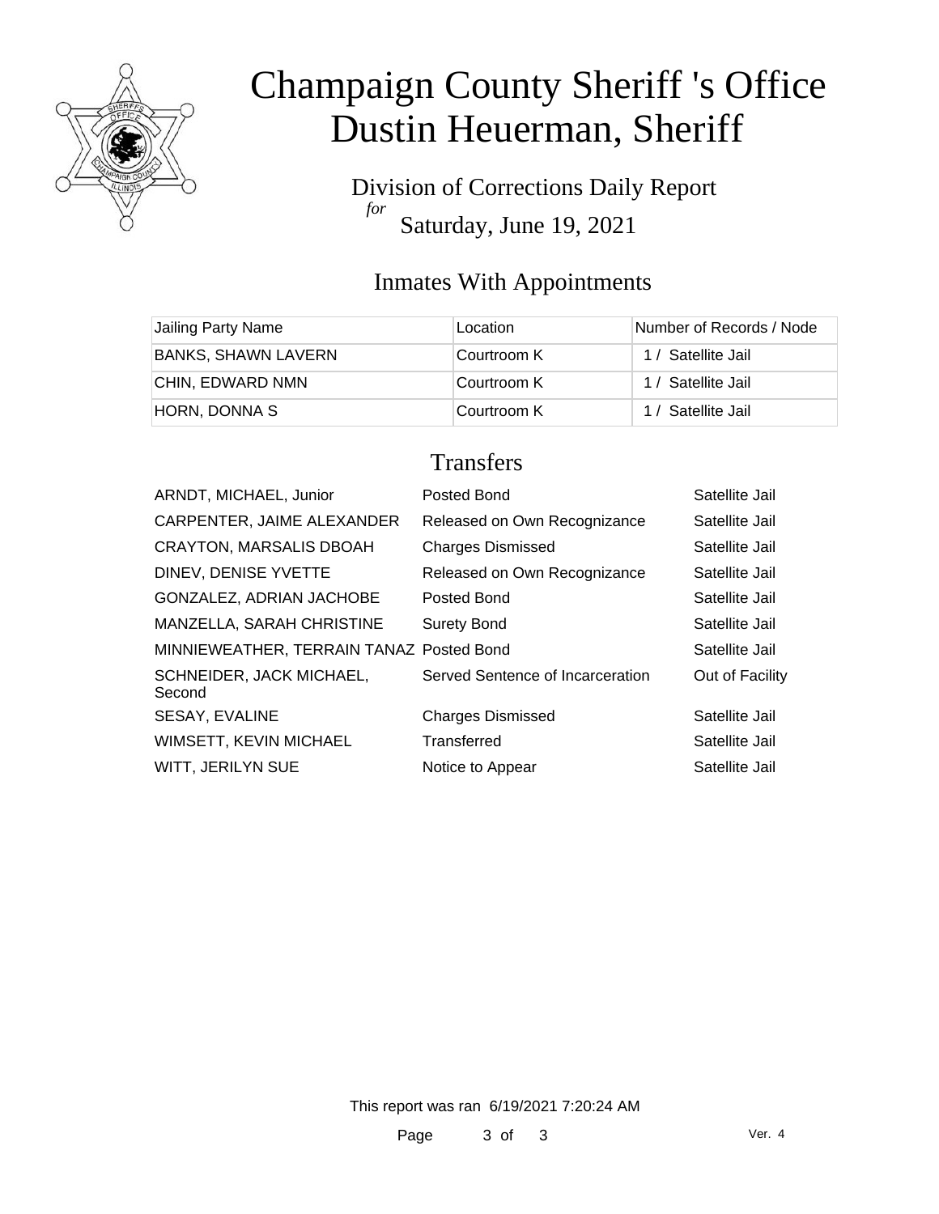# Champaign County Sheriff 's Office
# Dustin Heuerman, Sheriff

Division of Corrections Daily Report
*for*
Saturday, June 19, 2021

## Inmates With Appointments

| Jailing Party Name | Location | Number of Records / Node |
|---|---|---|
| BANKS, SHAWN LAVERN | Courtroom K | 1 / Satellite Jail |
| CHIN, EDWARD NMN | Courtroom K | 1 / Satellite Jail |
| HORN, DONNA S | Courtroom K | 1 / Satellite Jail |

## Transfers

| | | |
|---|---|---|
| ARNDT, MICHAEL, Junior | Posted Bond | Satellite Jail |
| CARPENTER, JAIME ALEXANDER | Released on Own Recognizance | Satellite Jail |
| CRAYTON, MARSALIS DBOAH | Charges Dismissed | Satellite Jail |
| DINEV, DENISE YVETTE | Released on Own Recognizance | Satellite Jail |
| GONZALEZ, ADRIAN JACHOBE | Posted Bond | Satellite Jail |
| MANZELLA, SARAH CHRISTINE | Surety Bond | Satellite Jail |
| MINNIEWEATHER, TERRAIN TANAZ | Posted Bond | Satellite Jail |
| SCHNEIDER, JACK MICHAEL, Second | Served Sentence of Incarceration | Out of Facility |
| SESAY, EVALINE | Charges Dismissed | Satellite Jail |
| WIMSETT, KEVIN MICHAEL | Transferred | Satellite Jail |
| WITT, JERILYN SUE | Notice to Appear | Satellite Jail |

This report was ran 6/19/2021 7:20:24 AM

Ver. 4